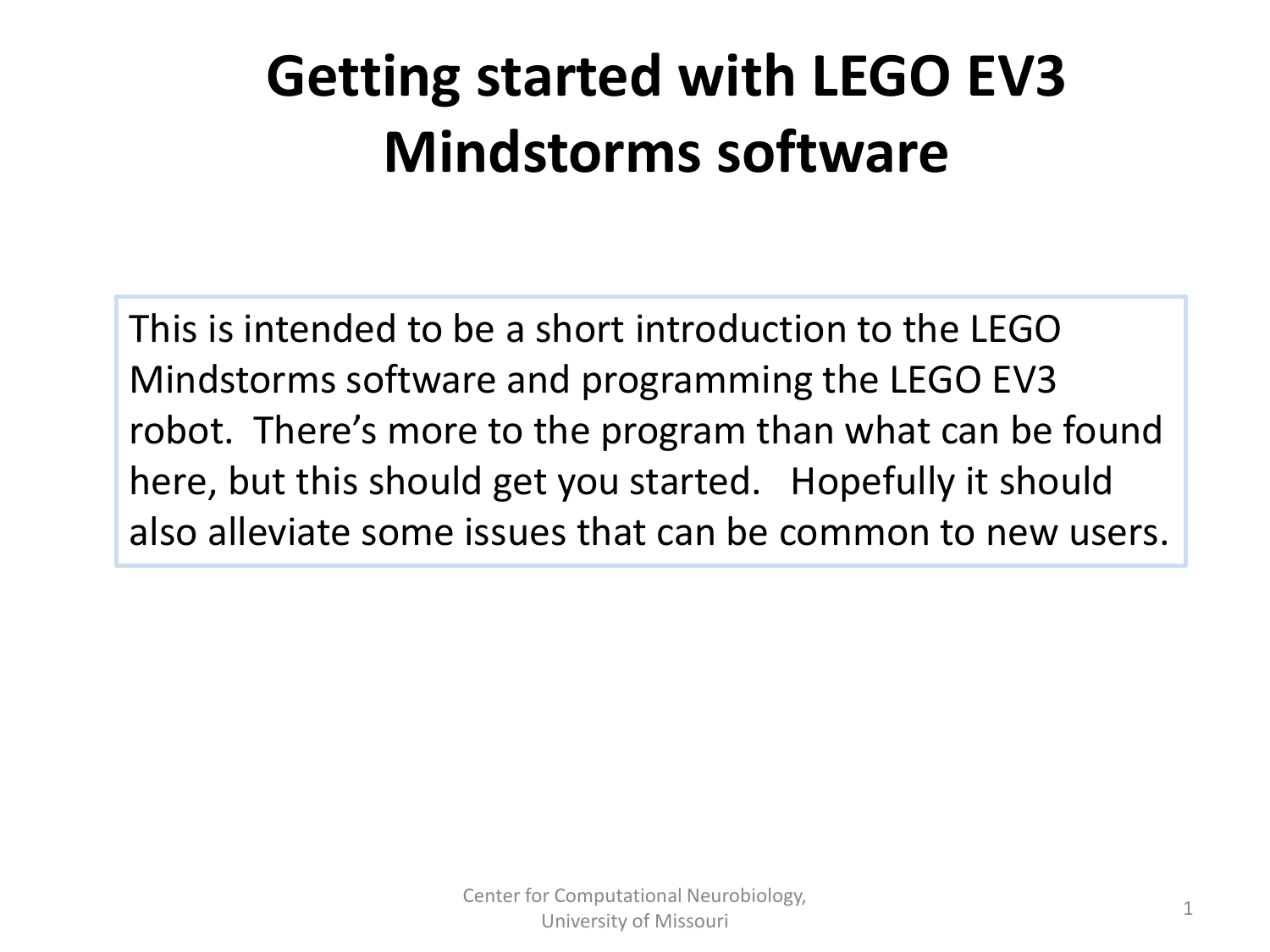# Getting started with LEGO EV3 Mindstorms software

This is intended to be a short introduction to the LEGO Mindstorms software and programming the LEGO EV3 robot. There's more to the program than what can be found here, but this should get you started. Hopefully it should also alleviate some issues that can be common to new users.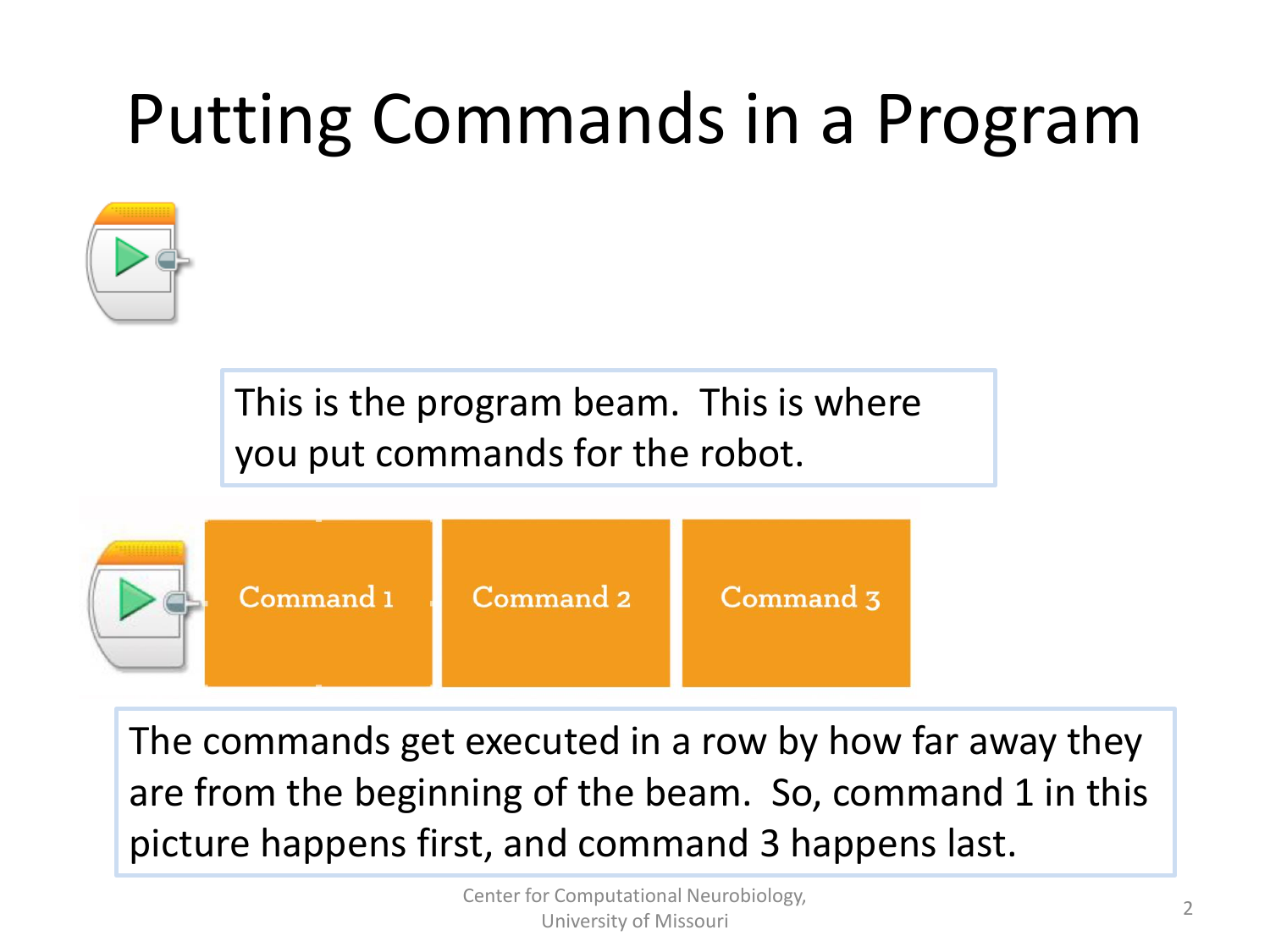# Putting Commands in a Program

This is the program beam. This is where you put commands for the robot.

Command 1 | Command 2 | Command 3

The commands get executed in a row by how far away they are from the beginning of the beam. So, command 1 in this picture happens first, and command 3 happens last.

Center for Computational Neurobiology, University of Missouri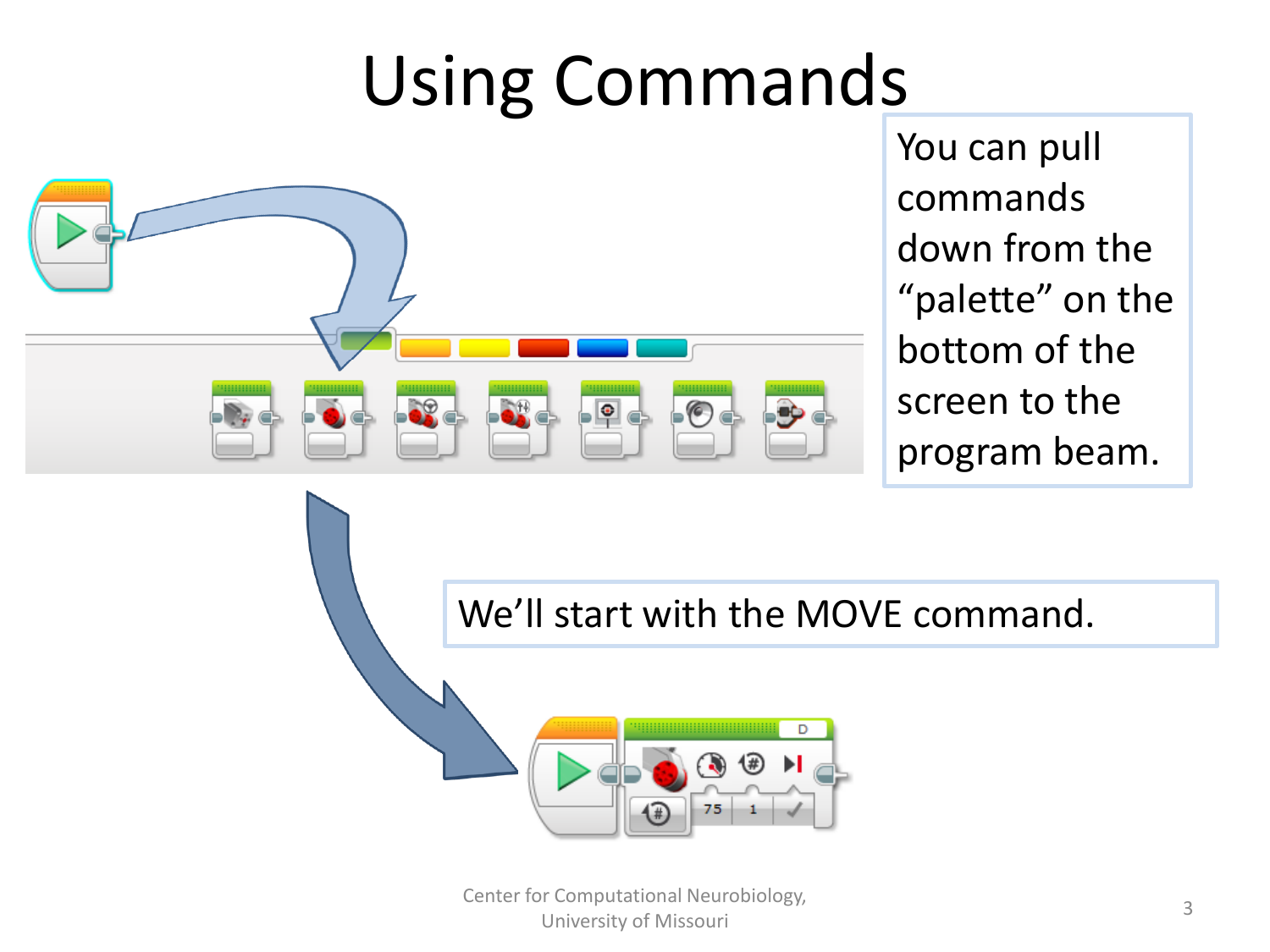# Using Commands

You can pull commands down from the "palette" on the bottom of the screen to the program beam.

We'll start with the MOVE command.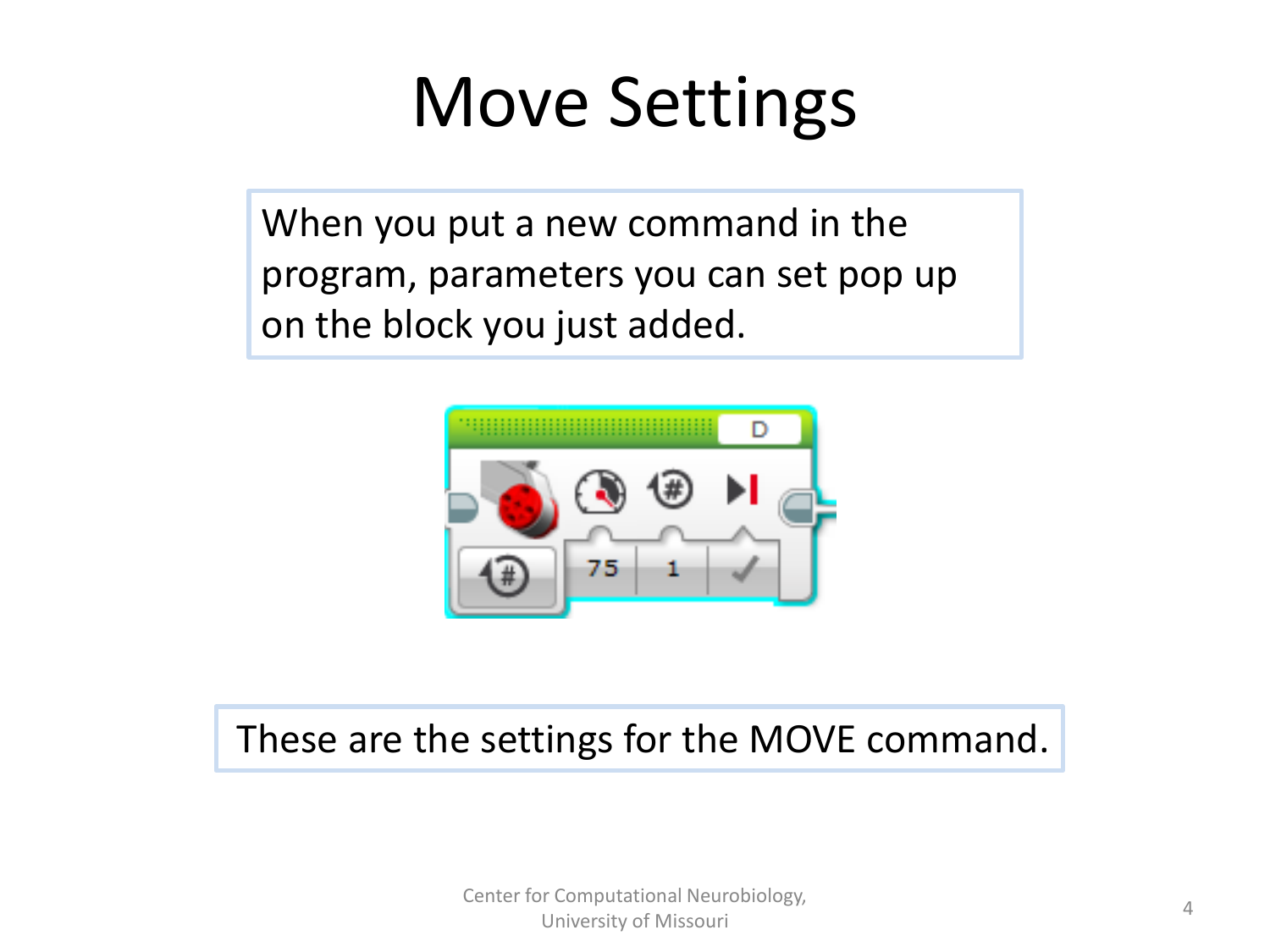# Move Settings

When you put a new command in the program, parameters you can set pop up on the block you just added.

These are the settings for the MOVE command.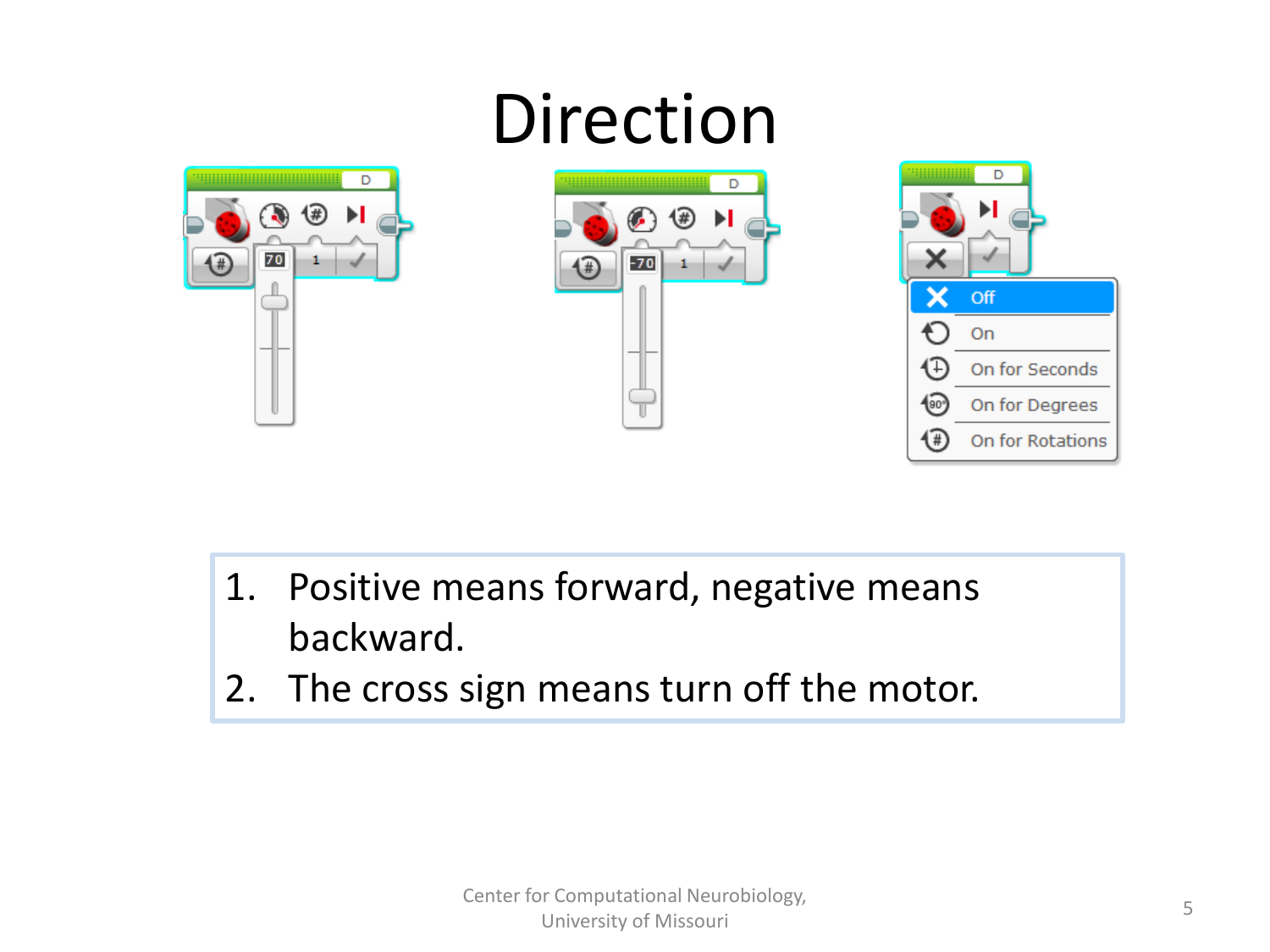# Direction

1. Positive means forward, negative means backward.
2. The cross sign means turn off the motor.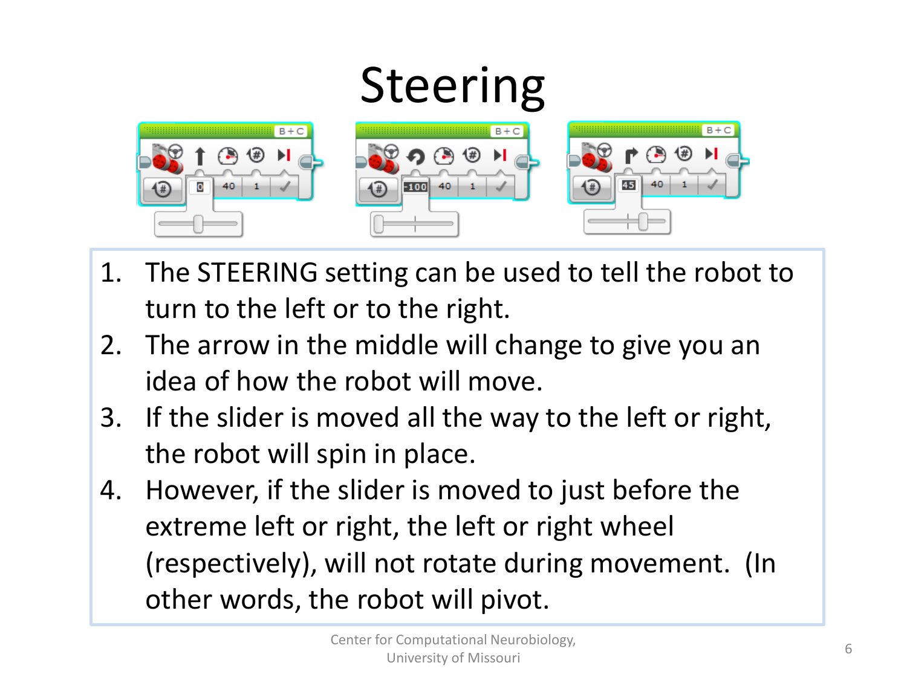# Steering

1. The STEERING setting can be used to tell the robot to turn to the left or to the right.
2. The arrow in the middle will change to give you an idea of how the robot will move.
3. If the slider is moved all the way to the left or right, the robot will spin in place.
4. However, if the slider is moved to just before the extreme left or right, the left or right wheel (respectively), will not rotate during movement. (In other words, the robot will pivot.

Center for Computational Neurobiology, University of Missouri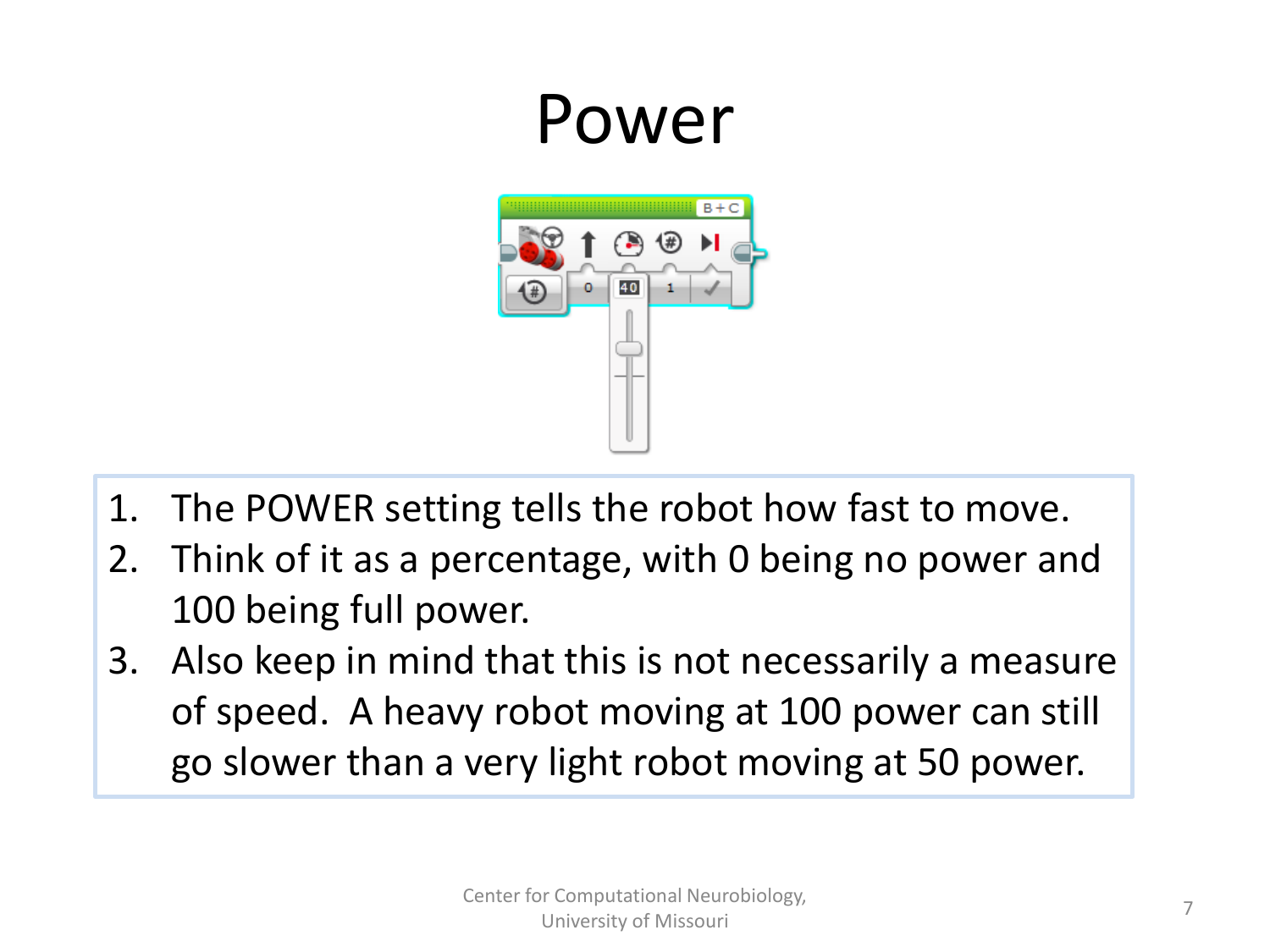# Power

1. The POWER setting tells the robot how fast to move.
2. Think of it as a percentage, with 0 being no power and 100 being full power.
3. Also keep in mind that this is not necessarily a measure of speed. A heavy robot moving at 100 power can still go slower than a very light robot moving at 50 power.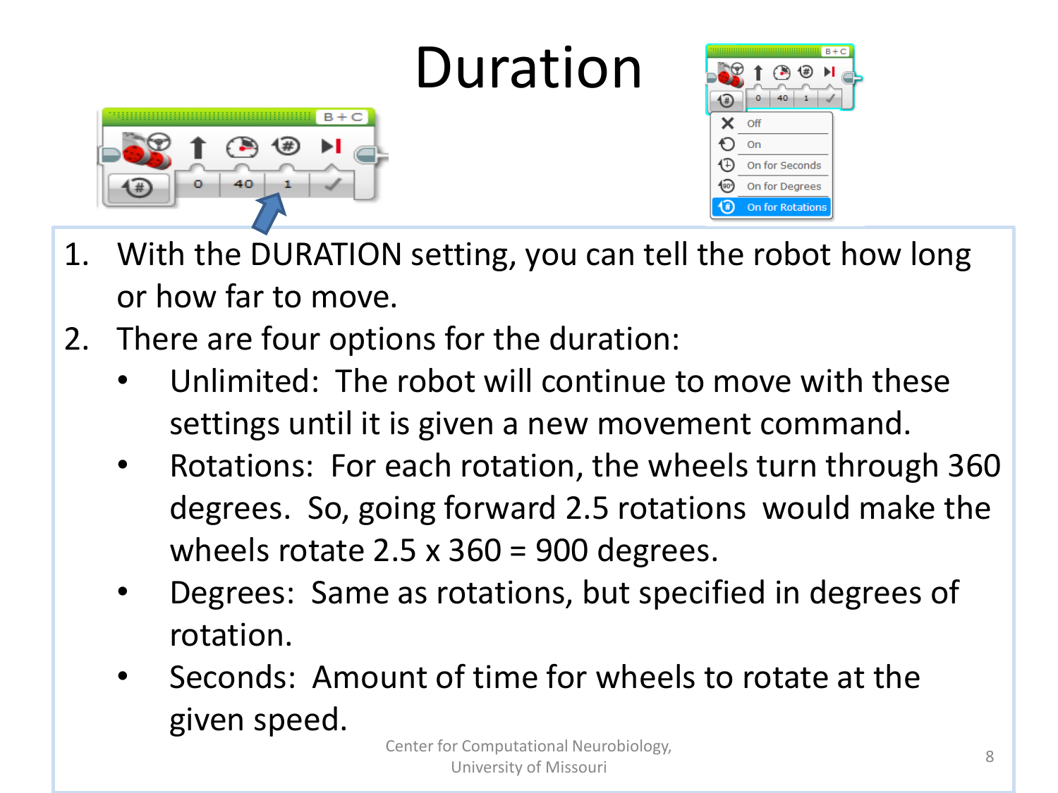# Duration

1. With the DURATION setting, you can tell the robot how long or how far to move.
2. There are four options for the duration:
   - Unlimited: The robot will continue to move with these settings until it is given a new movement command.
   - Rotations: For each rotation, the wheels turn through 360 degrees. So, going forward 2.5 rotations would make the wheels rotate 2.5 x 360 = 900 degrees.
   - Degrees: Same as rotations, but specified in degrees of rotation.
   - Seconds: Amount of time for wheels to rotate at the given speed.

Center for Computational Neurobiology, University of Missouri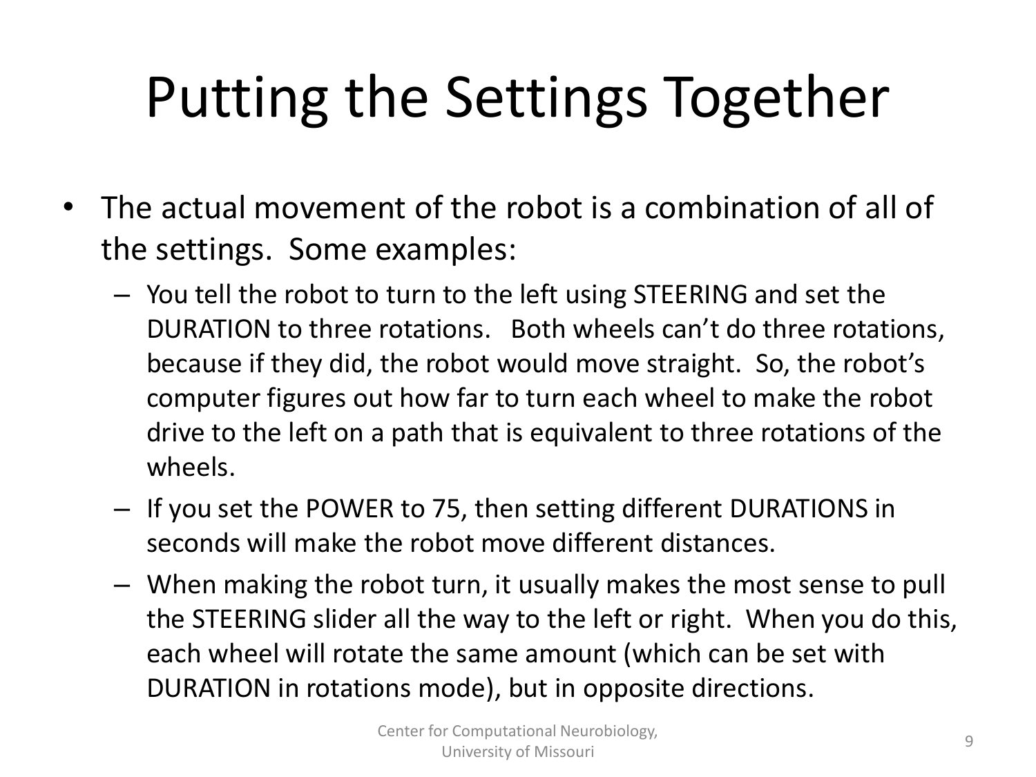# Putting the Settings Together

- The actual movement of the robot is a combination of all of the settings. Some examples:
  - You tell the robot to turn to the left using STEERING and set the DURATION to three rotations. Both wheels can't do three rotations, because if they did, the robot would move straight. So, the robot's computer figures out how far to turn each wheel to make the robot drive to the left on a path that is equivalent to three rotations of the wheels.
  - If you set the POWER to 75, then setting different DURATIONS in seconds will make the robot move different distances.
  - When making the robot turn, it usually makes the most sense to pull the STEERING slider all the way to the left or right. When you do this, each wheel will rotate the same amount (which can be set with DURATION in rotations mode), but in opposite directions.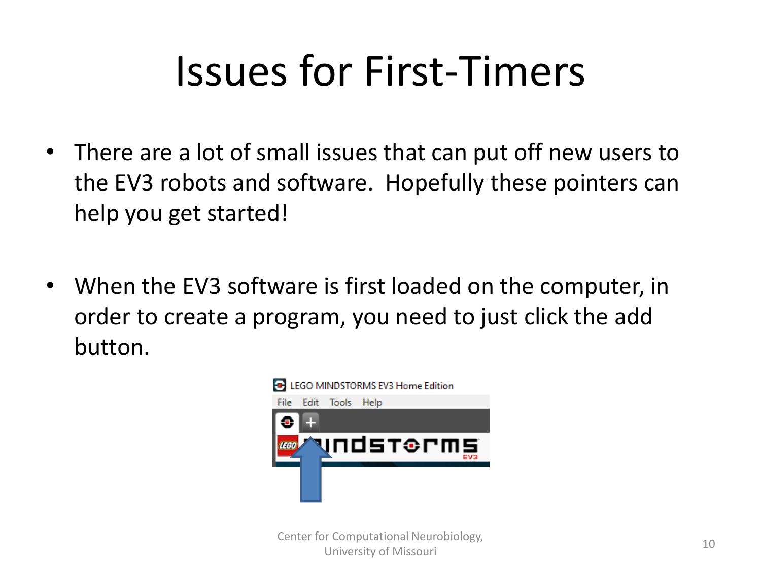# Issues for First-Timers

- There are a lot of small issues that can put off new users to the EV3 robots and software. Hopefully these pointers can help you get started!

- When the EV3 software is first loaded on the computer, in order to create a program, you need to just click the add button.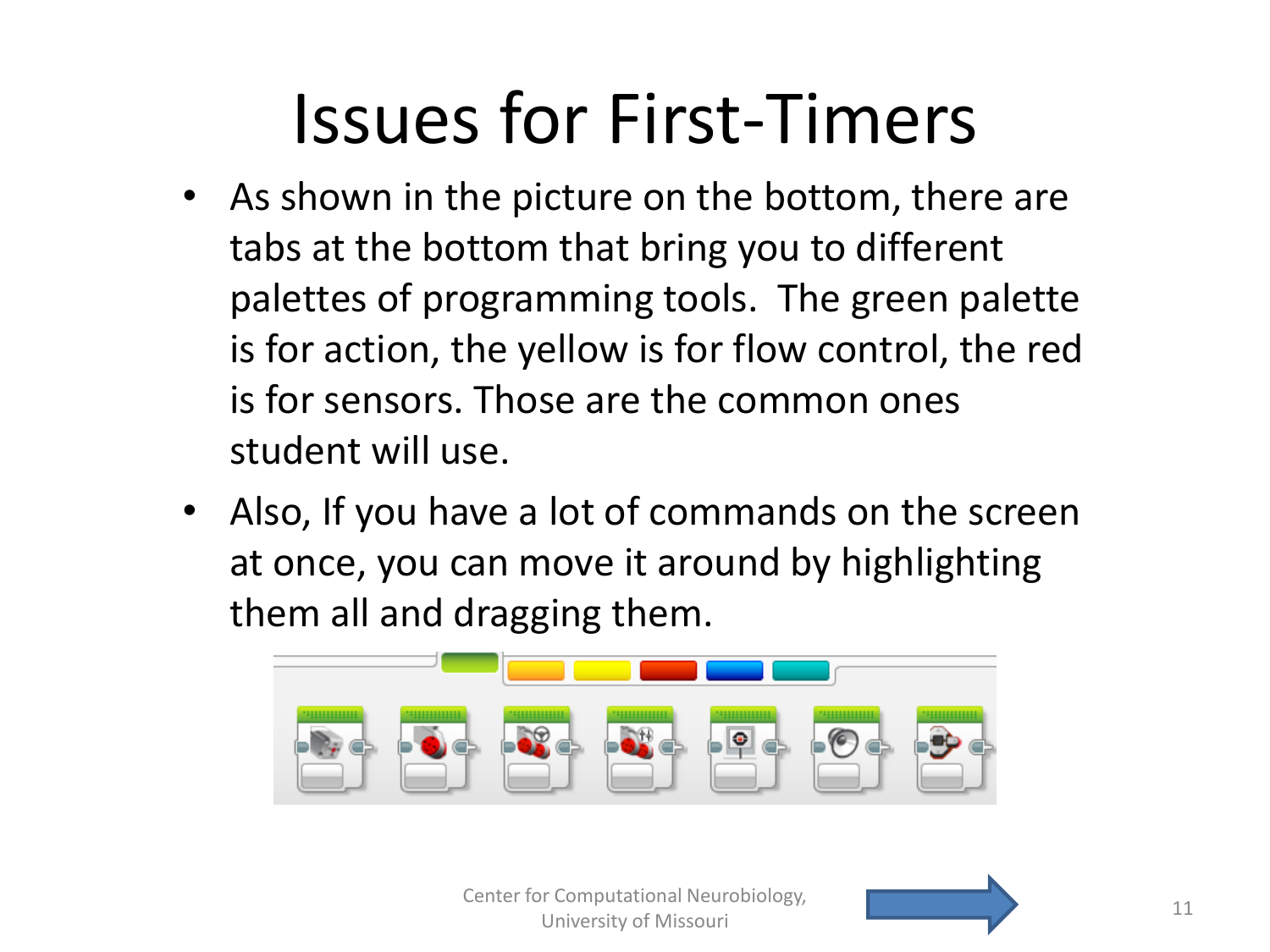# Issues for First-Timers

- As shown in the picture on the bottom, there are tabs at the bottom that bring you to different palettes of programming tools. The green palette is for action, the yellow is for flow control, the red is for sensors. Those are the common ones student will use.
- Also, If you have a lot of commands on the screen at once, you can move it around by highlighting them all and dragging them.

Center for Computational Neurobiology, University of Missouri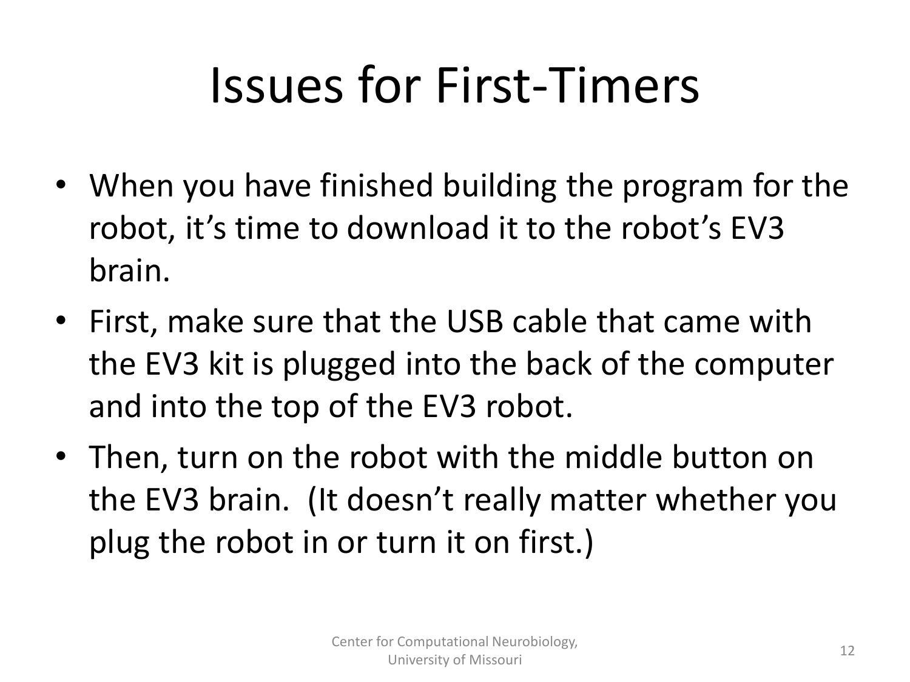# Issues for First-Timers

- When you have finished building the program for the robot, it's time to download it to the robot's EV3 brain.
- First, make sure that the USB cable that came with the EV3 kit is plugged into the back of the computer and into the top of the EV3 robot.
- Then, turn on the robot with the middle button on the EV3 brain. (It doesn't really matter whether you plug the robot in or turn it on first.)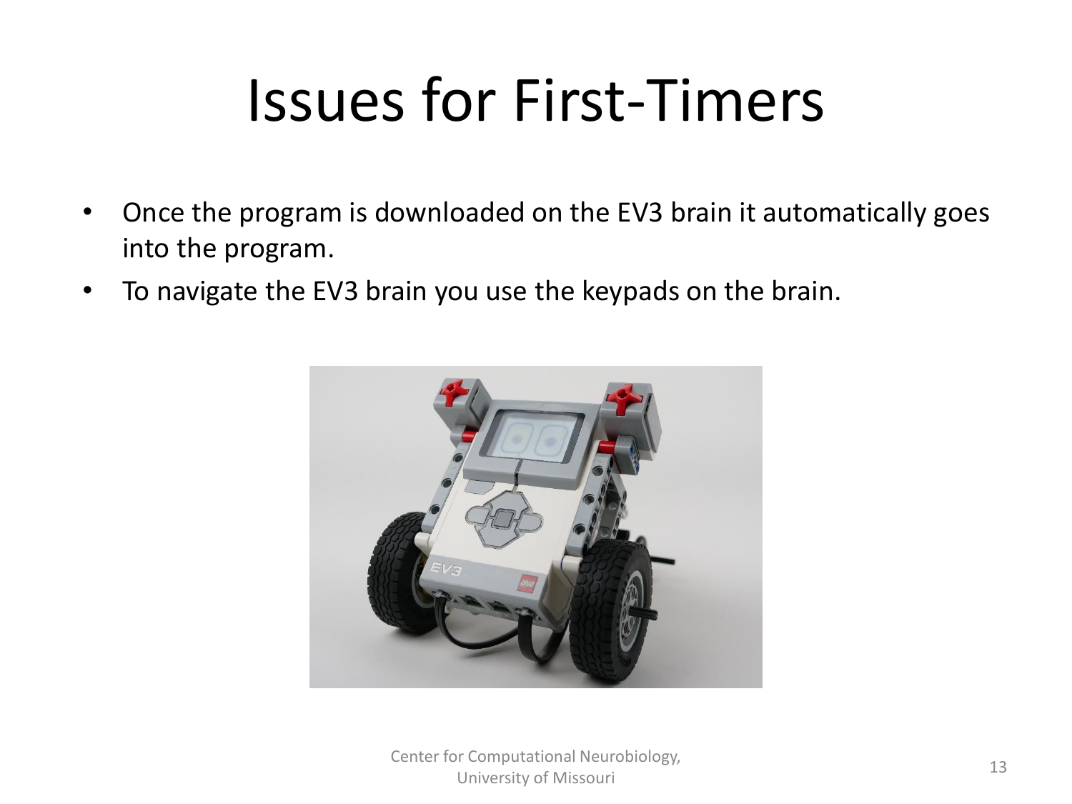# Issues for First-Timers

- Once the program is downloaded on the EV3 brain it automatically goes into the program.
- To navigate the EV3 brain you use the keypads on the brain.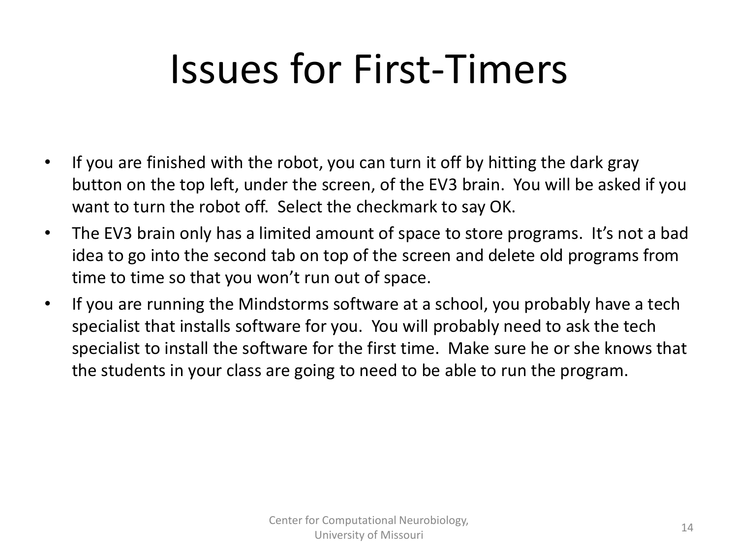# Issues for First-Timers

- If you are finished with the robot, you can turn it off by hitting the dark gray button on the top left, under the screen, of the EV3 brain. You will be asked if you want to turn the robot off. Select the checkmark to say OK.
- The EV3 brain only has a limited amount of space to store programs. It's not a bad idea to go into the second tab on top of the screen and delete old programs from time to time so that you won't run out of space.
- If you are running the Mindstorms software at a school, you probably have a tech specialist that installs software for you. You will probably need to ask the tech specialist to install the software for the first time. Make sure he or she knows that the students in your class are going to need to be able to run the program.